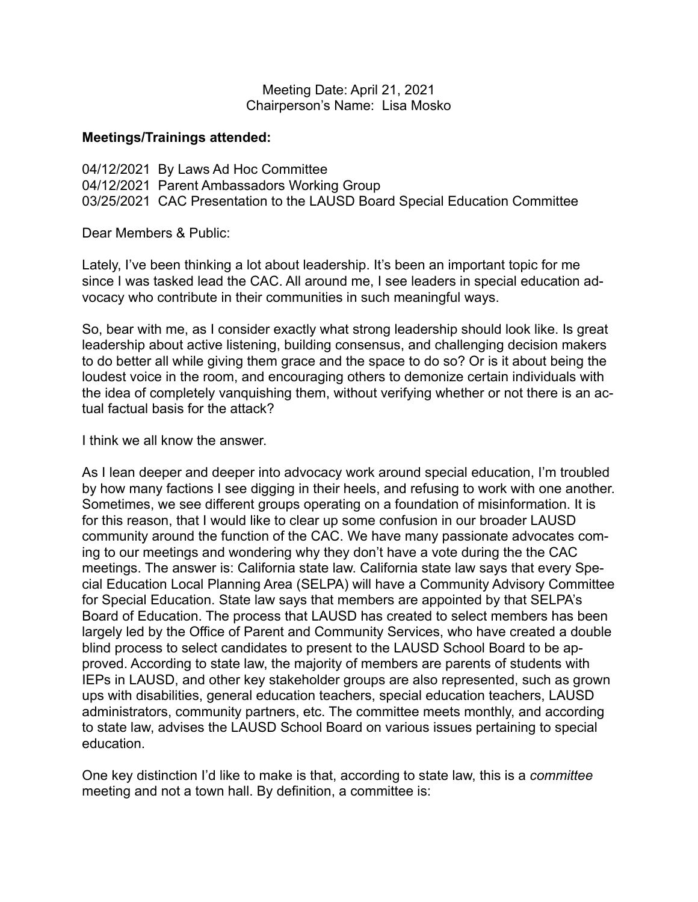Meeting Date: April 21, 2021
Chairperson's Name: Lisa Mosko

**Meetings/Trainings attended:**

04/12/2021 By Laws Ad Hoc Committee
04/12/2021 Parent Ambassadors Working Group
03/25/2021 CAC Presentation to the LAUSD Board Special Education Committee

Dear Members & Public:

Lately, I've been thinking a lot about leadership. It's been an important topic for me since I was tasked lead the CAC. All around me, I see leaders in special education advocacy who contribute in their communities in such meaningful ways.

So, bear with me, as I consider exactly what strong leadership should look like. Is great leadership about active listening, building consensus, and challenging decision makers to do better all while giving them grace and the space to do so? Or is it about being the loudest voice in the room, and encouraging others to demonize certain individuals with the idea of completely vanquishing them, without verifying whether or not there is an actual factual basis for the attack?

I think we all know the answer.

As I lean deeper and deeper into advocacy work around special education, I'm troubled by how many factions I see digging in their heels, and refusing to work with one another. Sometimes, we see different groups operating on a foundation of misinformation. It is for this reason, that I would like to clear up some confusion in our broader LAUSD community around the function of the CAC. We have many passionate advocates coming to our meetings and wondering why they don't have a vote during the the CAC meetings. The answer is: California state law. California state law says that every Special Education Local Planning Area (SELPA) will have a Community Advisory Committee for Special Education. State law says that members are appointed by that SELPA's Board of Education. The process that LAUSD has created to select members has been largely led by the Office of Parent and Community Services, who have created a double blind process to select candidates to present to the LAUSD School Board to be approved. According to state law, the majority of members are parents of students with IEPs in LAUSD, and other key stakeholder groups are also represented, such as grown ups with disabilities, general education teachers, special education teachers, LAUSD administrators, community partners, etc. The committee meets monthly, and according to state law, advises the LAUSD School Board on various issues pertaining to special education.

One key distinction I'd like to make is that, according to state law, this is a *committee* meeting and not a town hall. By definition, a committee is: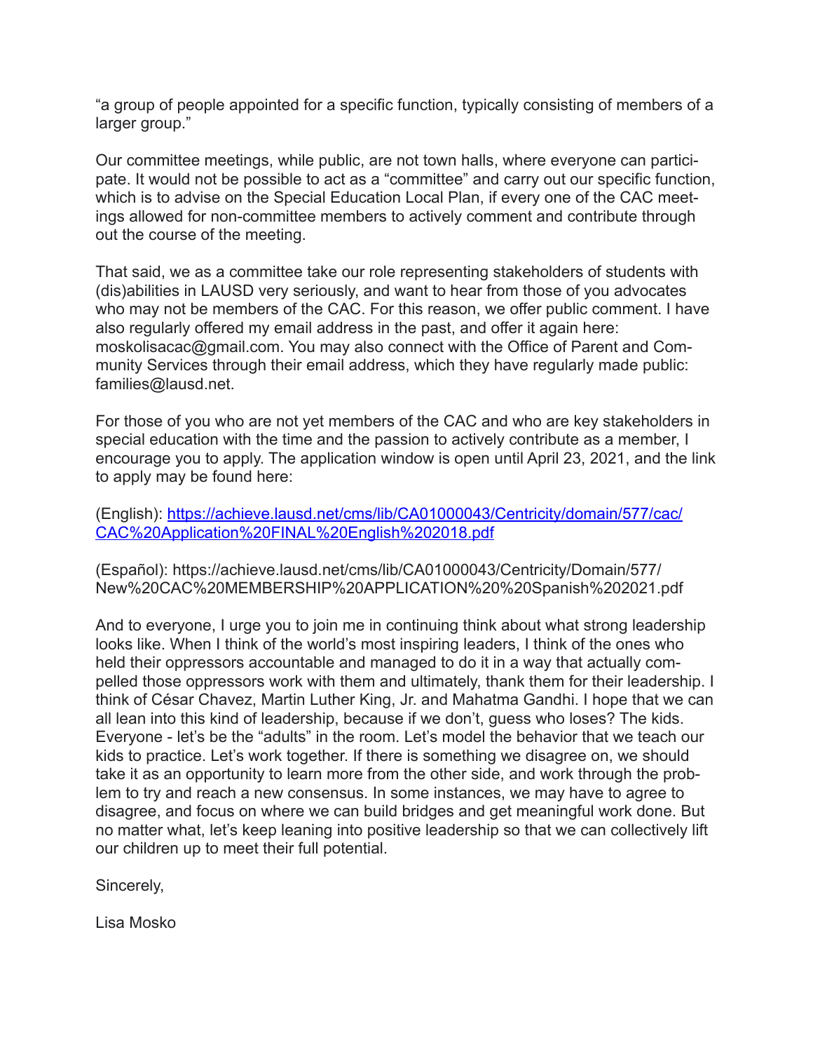"a group of people appointed for a specific function, typically consisting of members of a larger group."

Our committee meetings, while public, are not town halls, where everyone can participate. It would not be possible to act as a "committee" and carry out our specific function, which is to advise on the Special Education Local Plan, if every one of the CAC meetings allowed for non-committee members to actively comment and contribute through out the course of the meeting.

That said, we as a committee take our role representing stakeholders of students with (dis)abilities in LAUSD very seriously, and want to hear from those of you advocates who may not be members of the CAC. For this reason, we offer public comment. I have also regularly offered my email address in the past, and offer it again here: moskolisacac@gmail.com. You may also connect with the Office of Parent and Community Services through their email address, which they have regularly made public: families@lausd.net.

For those of you who are not yet members of the CAC and who are key stakeholders in special education with the time and the passion to actively contribute as a member, I encourage you to apply. The application window is open until April 23, 2021, and the link to apply may be found here:

(English): [https://achieve.lausd.net/cms/lib/CA01000043/Centricity/domain/577/cac/CAC%20Application%20FINAL%20English%202018.pdf](https://achieve.lausd.net/cms/lib/CA01000043/Centricity/domain/577/cac/CAC%20Application%20FINAL%20English%202018.pdf)

(Español): https://achieve.lausd.net/cms/lib/CA01000043/Centricity/Domain/577/New%20CAC%20MEMBERSHIP%20APPLICATION%20%20Spanish%202021.pdf

And to everyone, I urge you to join me in continuing think about what strong leadership looks like. When I think of the world's most inspiring leaders, I think of the ones who held their oppressors accountable and managed to do it in a way that actually compelled those oppressors work with them and ultimately, thank them for their leadership. I think of César Chavez, Martin Luther King, Jr. and Mahatma Gandhi. I hope that we can all lean into this kind of leadership, because if we don't, guess who loses? The kids. Everyone - let's be the "adults" in the room. Let's model the behavior that we teach our kids to practice. Let's work together. If there is something we disagree on, we should take it as an opportunity to learn more from the other side, and work through the problem to try and reach a new consensus. In some instances, we may have to agree to disagree, and focus on where we can build bridges and get meaningful work done. But no matter what, let's keep leaning into positive leadership so that we can collectively lift our children up to meet their full potential.

Sincerely,

Lisa Mosko